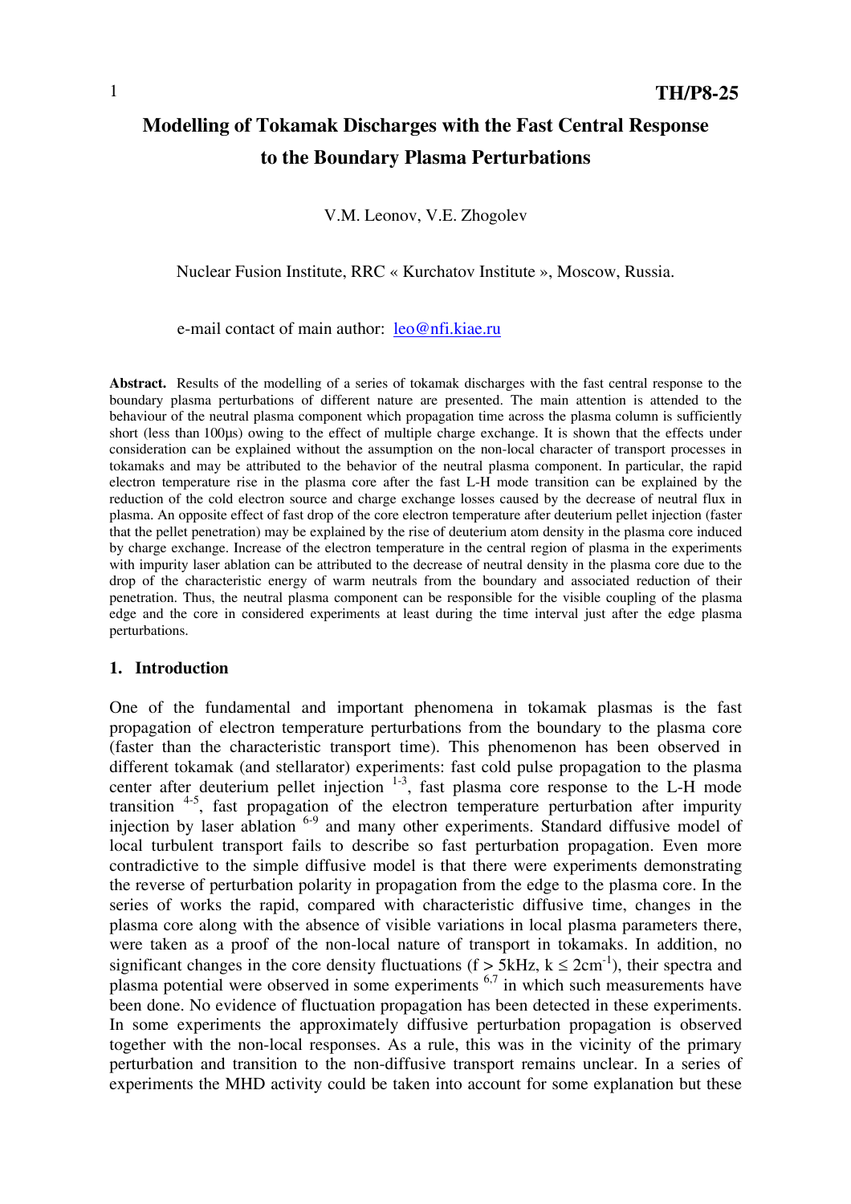**TH/P8-25**

# Modelling of Tokamak Discharges with the Fast Central Response to the Boundary Plasma Perturbations

V.M. Leonov, V.E. Zhogolev

Nuclear Fusion Institute, RRC « Kurchatov Institute », Moscow, Russia.

e-mail contact of main author: leo@nfi.kiae.ru

**Abstract.** Results of the modelling of a series of tokamak discharges with the fast central response to the boundary plasma perturbations of different nature are presented. The main attention is attended to the behaviour of the neutral plasma component which propagation time across the plasma column is sufficiently short (less than 100µs) owing to the effect of multiple charge exchange. It is shown that the effects under consideration can be explained without the assumption on the non-local character of transport processes in tokamaks and may be attributed to the behavior of the neutral plasma component. In particular, the rapid electron temperature rise in the plasma core after the fast L-H mode transition can be explained by the reduction of the cold electron source and charge exchange losses caused by the decrease of neutral flux in plasma. An opposite effect of fast drop of the core electron temperature after deuterium pellet injection (faster that the pellet penetration) may be explained by the rise of deuterium atom density in the plasma core induced by charge exchange. Increase of the electron temperature in the central region of plasma in the experiments with impurity laser ablation can be attributed to the decrease of neutral density in the plasma core due to the drop of the characteristic energy of warm neutrals from the boundary and associated reduction of their penetration. Thus, the neutral plasma component can be responsible for the visible coupling of the plasma edge and the core in considered experiments at least during the time interval just after the edge plasma perturbations.

## 1. Introduction

One of the fundamental and important phenomena in tokamak plasmas is the fast propagation of electron temperature perturbations from the boundary to the plasma core (faster than the characteristic transport time). This phenomenon has been observed in different tokamak (and stellarator) experiments: fast cold pulse propagation to the plasma center after deuterium pellet injection [1-3], fast plasma core response to the L-H mode transition [4-5], fast propagation of the electron temperature perturbation after impurity injection by laser ablation [6-9] and many other experiments. Standard diffusive model of local turbulent transport fails to describe so fast perturbation propagation. Even more contradictive to the simple diffusive model is that there were experiments demonstrating the reverse of perturbation polarity in propagation from the edge to the plasma core. In the series of works the rapid, compared with characteristic diffusive time, changes in the plasma core along with the absence of visible variations in local plasma parameters there, were taken as a proof of the non-local nature of transport in tokamaks. In addition, no significant changes in the core density fluctuations ($f > 5$kHz, $k \leq 2$cm$^{-1}$), their spectra and plasma potential were observed in some experiments [6,7] in which such measurements have been done. No evidence of fluctuation propagation has been detected in these experiments. In some experiments the approximately diffusive perturbation propagation is observed together with the non-local responses. As a rule, this was in the vicinity of the primary perturbation and transition to the non-diffusive transport remains unclear. In a series of experiments the MHD activity could be taken into account for some explanation but these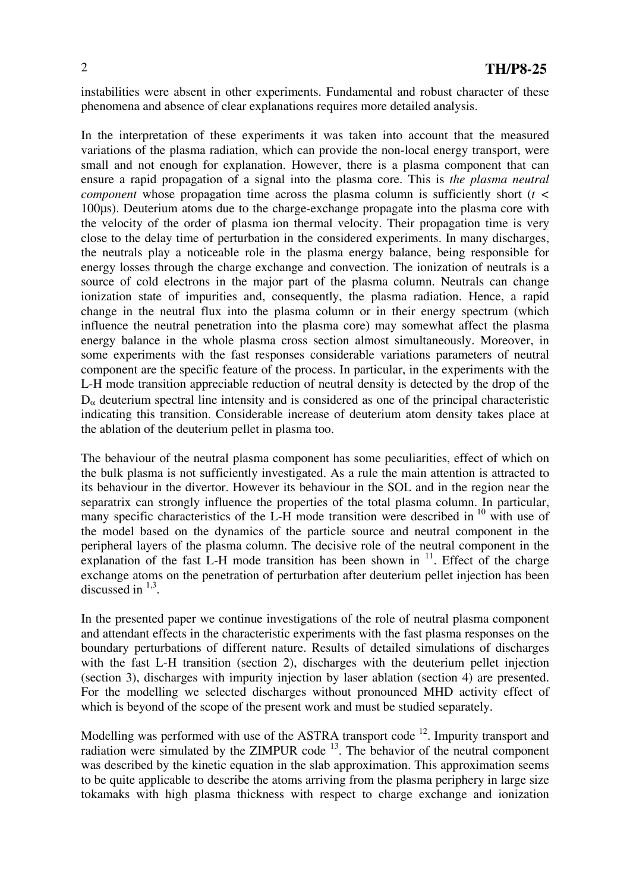instabilities were absent in other experiments. Fundamental and robust character of these phenomena and absence of clear explanations requires more detailed analysis.

In the interpretation of these experiments it was taken into account that the measured variations of the plasma radiation, which can provide the non-local energy transport, were small and not enough for explanation. However, there is a plasma component that can ensure a rapid propagation of a signal into the plasma core. This is *the plasma neutral component* whose propagation time across the plasma column is sufficiently short ($t <$ 100μs). Deuterium atoms due to the charge-exchange propagate into the plasma core with the velocity of the order of plasma ion thermal velocity. Their propagation time is very close to the delay time of perturbation in the considered experiments. In many discharges, the neutrals play a noticeable role in the plasma energy balance, being responsible for energy losses through the charge exchange and convection. The ionization of neutrals is a source of cold electrons in the major part of the plasma column. Neutrals can change ionization state of impurities and, consequently, the plasma radiation. Hence, a rapid change in the neutral flux into the plasma column or in their energy spectrum (which influence the neutral penetration into the plasma core) may somewhat affect the plasma energy balance in the whole plasma cross section almost simultaneously. Moreover, in some experiments with the fast responses considerable variations parameters of neutral component are the specific feature of the process. In particular, in the experiments with the L-H mode transition appreciable reduction of neutral density is detected by the drop of the $D_\alpha$ deuterium spectral line intensity and is considered as one of the principal characteristic indicating this transition. Considerable increase of deuterium atom density takes place at the ablation of the deuterium pellet in plasma too.

The behaviour of the neutral plasma component has some peculiarities, effect of which on the bulk plasma is not sufficiently investigated. As a rule the main attention is attracted to its behaviour in the divertor. However its behaviour in the SOL and in the region near the separatrix can strongly influence the properties of the total plasma column. In particular, many specific characteristics of the L-H mode transition were described in [10] with use of the model based on the dynamics of the particle source and neutral component in the peripheral layers of the plasma column. The decisive role of the neutral component in the explanation of the fast L-H mode transition has been shown in [11]. Effect of the charge exchange atoms on the penetration of perturbation after deuterium pellet injection has been discussed in [1,3].

In the presented paper we continue investigations of the role of neutral plasma component and attendant effects in the characteristic experiments with the fast plasma responses on the boundary perturbations of different nature. Results of detailed simulations of discharges with the fast L-H transition (section 2), discharges with the deuterium pellet injection (section 3), discharges with impurity injection by laser ablation (section 4) are presented. For the modelling we selected discharges without pronounced MHD activity effect of which is beyond of the scope of the present work and must be studied separately.

Modelling was performed with use of the ASTRA transport code [12]. Impurity transport and radiation were simulated by the ZIMPUR code [13]. The behavior of the neutral component was described by the kinetic equation in the slab approximation. This approximation seems to be quite applicable to describe the atoms arriving from the plasma periphery in large size tokamaks with high plasma thickness with respect to charge exchange and ionization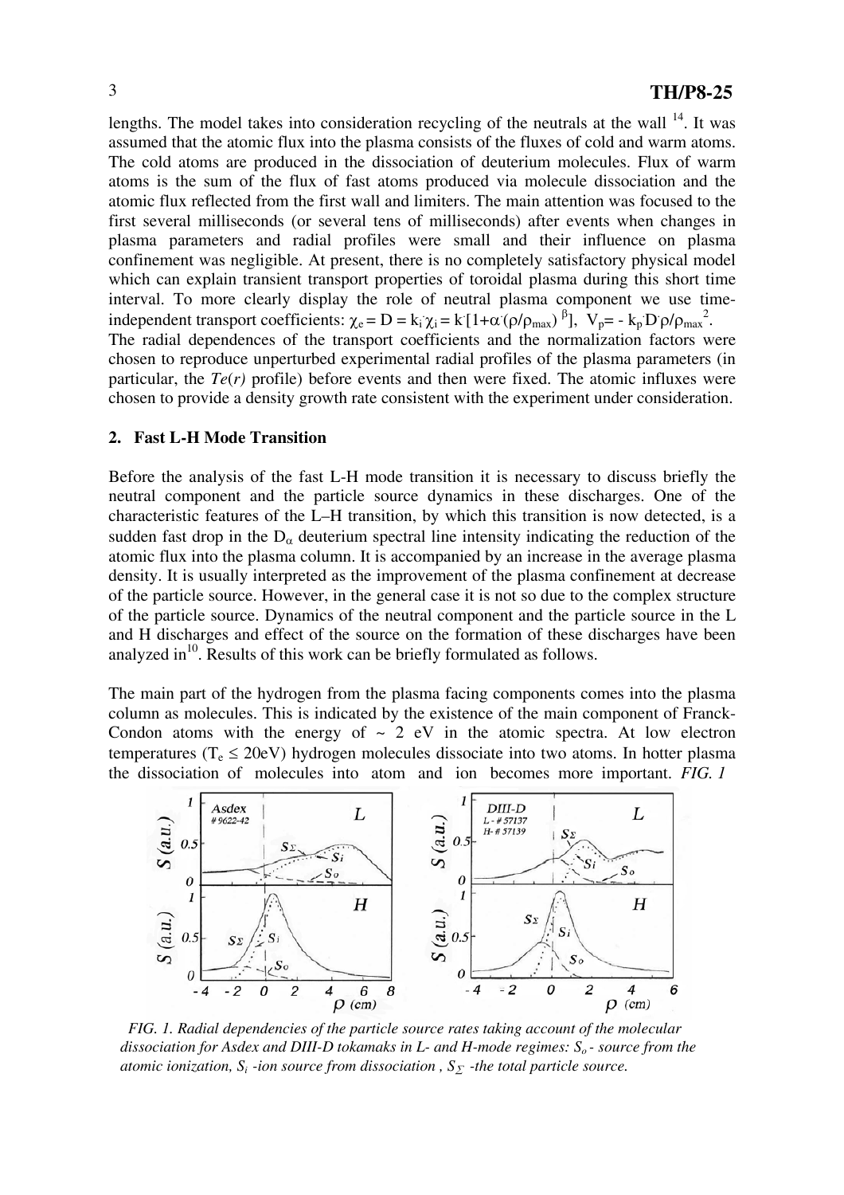lengths. The model takes into consideration recycling of the neutrals at the wall [14]. It was assumed that the atomic flux into the plasma consists of the fluxes of cold and warm atoms. The cold atoms are produced in the dissociation of deuterium molecules. Flux of warm atoms is the sum of the flux of fast atoms produced via molecule dissociation and the atomic flux reflected from the first wall and limiters. The main attention was focused to the first several milliseconds (or several tens of milliseconds) after events when changes in plasma parameters and radial profiles were small and their influence on plasma confinement was negligible. At present, there is no completely satisfactory physical model which can explain transient transport properties of toroidal plasma during this short time interval. To more clearly display the role of neutral plasma component we use time-independent transport coefficients: $\chi_e = D = k_i \cdot \chi_i = k \cdot [1+\alpha \cdot (\rho/\rho_{max})^{\beta}]$, $V_p = - k_p \cdot D \cdot \rho/\rho_{max}^2$. The radial dependences of the transport coefficients and the normalization factors were chosen to reproduce unperturbed experimental radial profiles of the plasma parameters (in particular, the $Te(r)$ profile) before events and then were fixed. The atomic influxes were chosen to provide a density growth rate consistent with the experiment under consideration.

## 2. Fast L-H Mode Transition

Before the analysis of the fast L-H mode transition it is necessary to discuss briefly the neutral component and the particle source dynamics in these discharges. One of the characteristic features of the L–H transition, by which this transition is now detected, is a sudden fast drop in the $D_\alpha$ deuterium spectral line intensity indicating the reduction of the atomic flux into the plasma column. It is accompanied by an increase in the average plasma density. It is usually interpreted as the improvement of the plasma confinement at decrease of the particle source. However, in the general case it is not so due to the complex structure of the particle source. Dynamics of the neutral component and the particle source in the L and H discharges and effect of the source on the formation of these discharges have been analyzed in[10]. Results of this work can be briefly formulated as follows.

The main part of the hydrogen from the plasma facing components comes into the plasma column as molecules. This is indicated by the existence of the main component of Franck-Condon atoms with the energy of ~ 2 eV in the atomic spectra. At low electron temperatures ($T_e \leq 20$eV) hydrogen molecules dissociate into two atoms. In hotter plasma the dissociation of molecules into atom and ion becomes more important. *FIG. 1*

*FIG. 1. Radial dependencies of the particle source rates taking account of the molecular dissociation for Asdex and DIII-D tokamaks in L- and H-mode regimes: $S_o$ - source from the atomic ionization, $S_i$ -ion source from dissociation , $S_\Sigma$ -the total particle source.*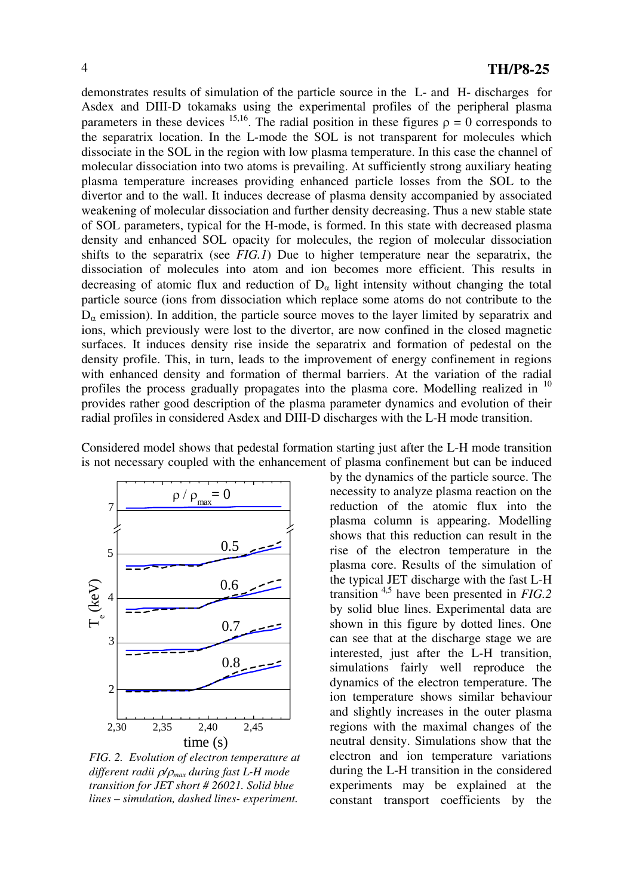demonstrates results of simulation of the particle source in the L- and H- discharges for Asdex and DIII-D tokamaks using the experimental profiles of the peripheral plasma parameters in these devices [15,16]. The radial position in these figures $\rho = 0$ corresponds to the separatrix location. In the L-mode the SOL is not transparent for molecules which dissociate in the SOL in the region with low plasma temperature. In this case the channel of molecular dissociation into two atoms is prevailing. At sufficiently strong auxiliary heating plasma temperature increases providing enhanced particle losses from the SOL to the divertor and to the wall. It induces decrease of plasma density accompanied by associated weakening of molecular dissociation and further density decreasing. Thus a new stable state of SOL parameters, typical for the H-mode, is formed. In this state with decreased plasma density and enhanced SOL opacity for molecules, the region of molecular dissociation shifts to the separatrix (see *FIG.1*) Due to higher temperature near the separatrix, the dissociation of molecules into atom and ion becomes more efficient. This results in decreasing of atomic flux and reduction of $D_{\alpha}$ light intensity without changing the total particle source (ions from dissociation which replace some atoms do not contribute to the $D_{\alpha}$ emission). In addition, the particle source moves to the layer limited by separatrix and ions, which previously were lost to the divertor, are now confined in the closed magnetic surfaces. It induces density rise inside the separatrix and formation of pedestal on the density profile. This, in turn, leads to the improvement of energy confinement in regions with enhanced density and formation of thermal barriers. At the variation of the radial profiles the process gradually propagates into the plasma core. Modelling realized in [10] provides rather good description of the plasma parameter dynamics and evolution of their radial profiles in considered Asdex and DIII-D discharges with the L-H mode transition.

Considered model shows that pedestal formation starting just after the L-H mode transition is not necessary coupled with the enhancement of plasma confinement but can be induced by the dynamics of the particle source. The necessity to analyze plasma reaction on the reduction of the atomic flux into the plasma column is appearing. Modelling shows that this reduction can result in the rise of the electron temperature in the plasma core. Results of the simulation of the typical JET discharge with the fast L-H transition [4,5] have been presented in *FIG.2* by solid blue lines. Experimental data are shown in this figure by dotted lines. One can see that at the discharge stage we are interested, just after the L-H transition, simulations fairly well reproduce the dynamics of the electron temperature. The ion temperature shows similar behaviour and slightly increases in the outer plasma regions with the maximal changes of the neutral density. Simulations show that the electron and ion temperature variations during the L-H transition in the considered experiments may be explained at the constant transport coefficients by the

*FIG. 2. Evolution of electron temperature at different radii $\rho/\rho_{max}$ during fast L-H mode transition for JET short # 26021. Solid blue lines – simulation, dashed lines- experiment.*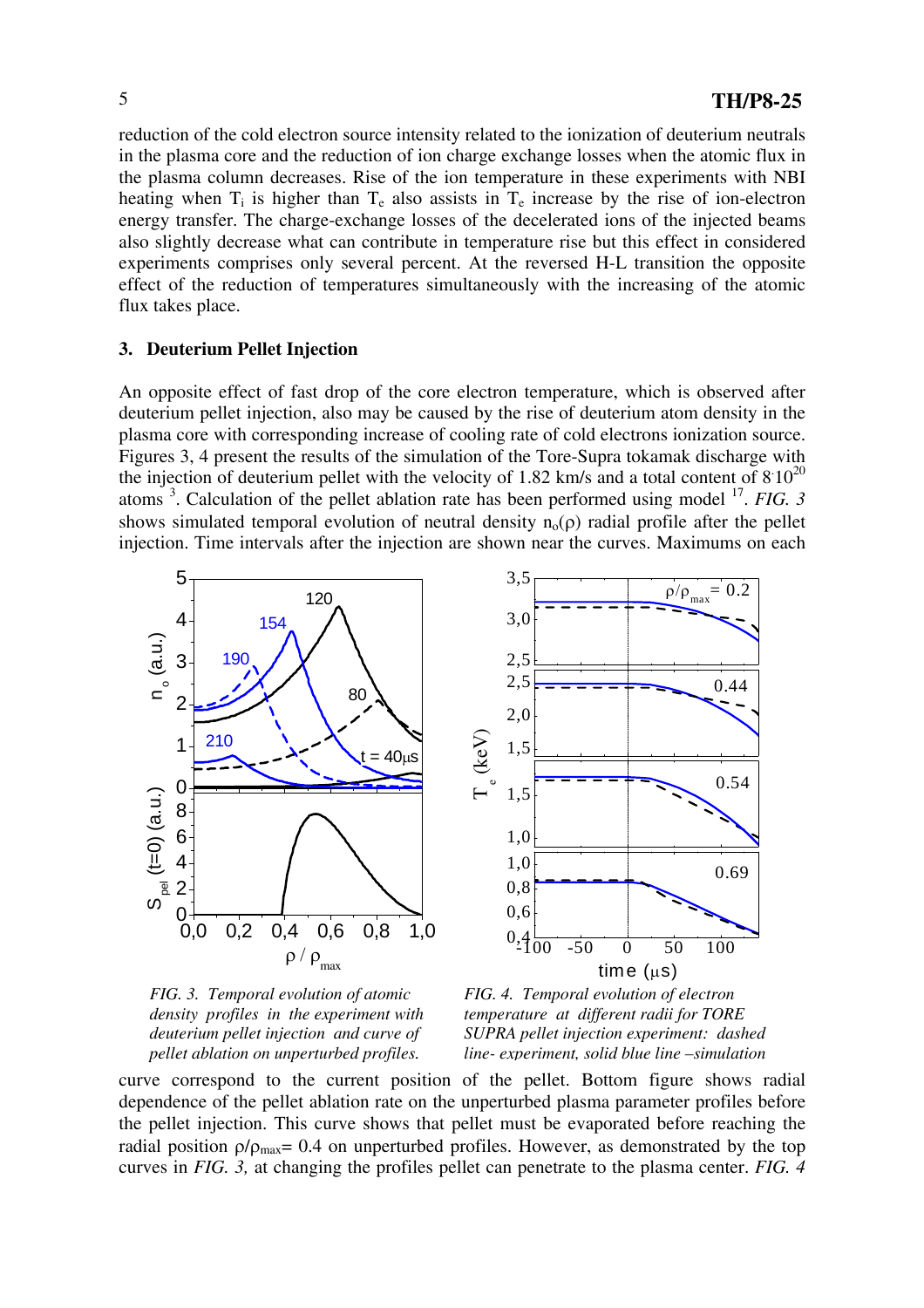reduction of the cold electron source intensity related to the ionization of deuterium neutrals in the plasma core and the reduction of ion charge exchange losses when the atomic flux in the plasma column decreases. Rise of the ion temperature in these experiments with NBI heating when $T_i$ is higher than $T_e$ also assists in $T_e$ increase by the rise of ion-electron energy transfer. The charge-exchange losses of the decelerated ions of the injected beams also slightly decrease what can contribute in temperature rise but this effect in considered experiments comprises only several percent. At the reversed H-L transition the opposite effect of the reduction of temperatures simultaneously with the increasing of the atomic flux takes place.

### 3. Deuterium Pellet Injection

An opposite effect of fast drop of the core electron temperature, which is observed after deuterium pellet injection, also may be caused by the rise of deuterium atom density in the plasma core with corresponding increase of cooling rate of cold electrons ionization source. Figures 3, 4 present the results of the simulation of the Tore-Supra tokamak discharge with the injection of deuterium pellet with the velocity of 1.82 km/s and a total content of $8 \cdot 10^{20}$ atoms [3]. Calculation of the pellet ablation rate has been performed using model [17]. *FIG. 3* shows simulated temporal evolution of neutral density $n_o(\rho)$ radial profile after the pellet injection. Time intervals after the injection are shown near the curves. Maximums on each

*FIG. 3. Temporal evolution of atomic density profiles in the experiment with deuterium pellet injection and curve of pellet ablation on unperturbed profiles.*

*FIG. 4. Temporal evolution of electron temperature at different radii for TORE SUPRA pellet injection experiment: dashed line- experiment, solid blue line –simulation*

curve correspond to the current position of the pellet. Bottom figure shows radial dependence of the pellet ablation rate on the unperturbed plasma parameter profiles before the pellet injection. This curve shows that pellet must be evaporated before reaching the radial position $\rho/\rho_{max}$= 0.4 on unperturbed profiles. However, as demonstrated by the top curves in *FIG. 3,* at changing the profiles pellet can penetrate to the plasma center. *FIG. 4*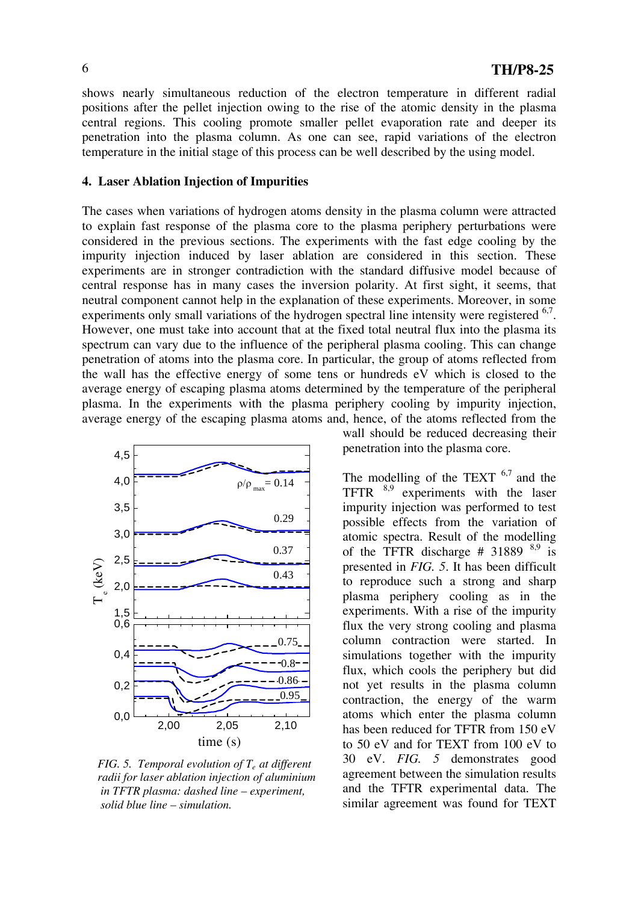shows nearly simultaneous reduction of the electron temperature in different radial positions after the pellet injection owing to the rise of the atomic density in the plasma central regions. This cooling promote smaller pellet evaporation rate and deeper its penetration into the plasma column. As one can see, rapid variations of the electron temperature in the initial stage of this process can be well described by the using model.

#### 4. Laser Ablation Injection of Impurities

The cases when variations of hydrogen atoms density in the plasma column were attracted to explain fast response of the plasma core to the plasma periphery perturbations were considered in the previous sections. The experiments with the fast edge cooling by the impurity injection induced by laser ablation are considered in this section. These experiments are in stronger contradiction with the standard diffusive model because of central response has in many cases the inversion polarity. At first sight, it seems, that neutral component cannot help in the explanation of these experiments. Moreover, in some experiments only small variations of the hydrogen spectral line intensity were registered [6,7]. However, one must take into account that at the fixed total neutral flux into the plasma its spectrum can vary due to the influence of the peripheral plasma cooling. This can change penetration of atoms into the plasma core. In particular, the group of atoms reflected from the wall has the effective energy of some tens or hundreds eV which is closed to the average energy of escaping plasma atoms determined by the temperature of the peripheral plasma. In the experiments with the plasma periphery cooling by impurity injection, average energy of the escaping plasma atoms and, hence, of the atoms reflected from the wall should be reduced decreasing their penetration into the plasma core.

*FIG. 5. Temporal evolution of $T_e$ at different radii for laser ablation injection of aluminium in TFTR plasma: dashed line – experiment, solid blue line – simulation.*

The modelling of the TEXT [6,7] and the TFTR [8,9] experiments with the laser impurity injection was performed to test possible effects from the variation of atomic spectra. Result of the modelling of the TFTR discharge # 31889 [8,9] is presented in *FIG. 5*. It has been difficult to reproduce such a strong and sharp plasma periphery cooling as in the experiments. With a rise of the impurity flux the very strong cooling and plasma column contraction were started. In simulations together with the impurity flux, which cools the periphery but did not yet results in the plasma column contraction, the energy of the warm atoms which enter the plasma column has been reduced for TFTR from 150 eV to 50 eV and for TEXT from 100 eV to 30 eV. *FIG. 5* demonstrates good agreement between the simulation results and the TFTR experimental data. The similar agreement was found for TEXT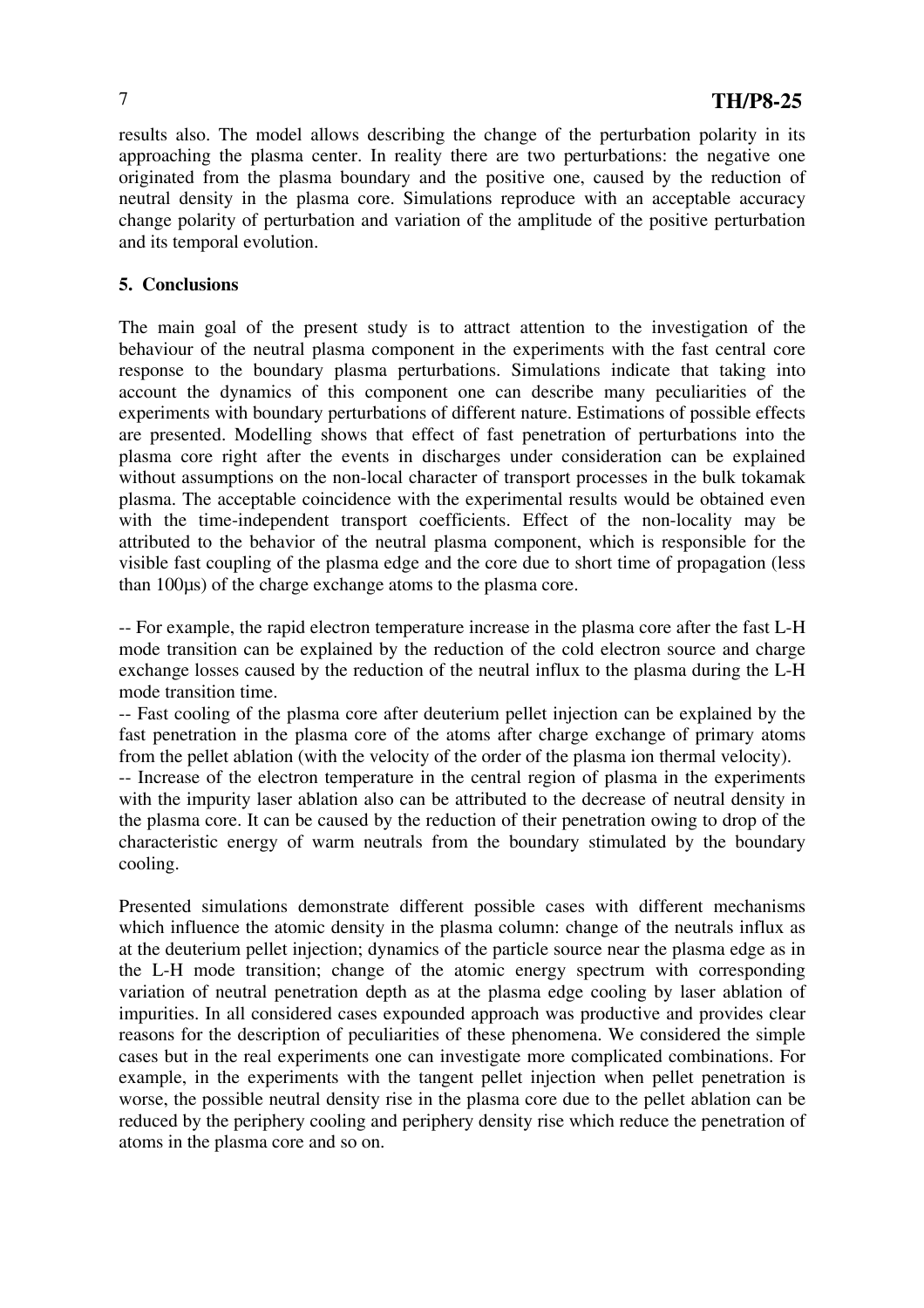results also. The model allows describing the change of the perturbation polarity in its approaching the plasma center. In reality there are two perturbations: the negative one originated from the plasma boundary and the positive one, caused by the reduction of neutral density in the plasma core. Simulations reproduce with an acceptable accuracy change polarity of perturbation and variation of the amplitude of the positive perturbation and its temporal evolution.

## 5. Conclusions

The main goal of the present study is to attract attention to the investigation of the behaviour of the neutral plasma component in the experiments with the fast central core response to the boundary plasma perturbations. Simulations indicate that taking into account the dynamics of this component one can describe many peculiarities of the experiments with boundary perturbations of different nature. Estimations of possible effects are presented. Modelling shows that effect of fast penetration of perturbations into the plasma core right after the events in discharges under consideration can be explained without assumptions on the non-local character of transport processes in the bulk tokamak plasma. The acceptable coincidence with the experimental results would be obtained even with the time-independent transport coefficients. Effect of the non-locality may be attributed to the behavior of the neutral plasma component, which is responsible for the visible fast coupling of the plasma edge and the core due to short time of propagation (less than 100μs) of the charge exchange atoms to the plasma core.

-- For example, the rapid electron temperature increase in the plasma core after the fast L-H mode transition can be explained by the reduction of the cold electron source and charge exchange losses caused by the reduction of the neutral influx to the plasma during the L-H mode transition time.
-- Fast cooling of the plasma core after deuterium pellet injection can be explained by the fast penetration in the plasma core of the atoms after charge exchange of primary atoms from the pellet ablation (with the velocity of the order of the plasma ion thermal velocity).
-- Increase of the electron temperature in the central region of plasma in the experiments with the impurity laser ablation also can be attributed to the decrease of neutral density in the plasma core. It can be caused by the reduction of their penetration owing to drop of the characteristic energy of warm neutrals from the boundary stimulated by the boundary cooling.

Presented simulations demonstrate different possible cases with different mechanisms which influence the atomic density in the plasma column: change of the neutrals influx as at the deuterium pellet injection; dynamics of the particle source near the plasma edge as in the L-H mode transition; change of the atomic energy spectrum with corresponding variation of neutral penetration depth as at the plasma edge cooling by laser ablation of impurities. In all considered cases expounded approach was productive and provides clear reasons for the description of peculiarities of these phenomena. We considered the simple cases but in the real experiments one can investigate more complicated combinations. For example, in the experiments with the tangent pellet injection when pellet penetration is worse, the possible neutral density rise in the plasma core due to the pellet ablation can be reduced by the periphery cooling and periphery density rise which reduce the penetration of atoms in the plasma core and so on.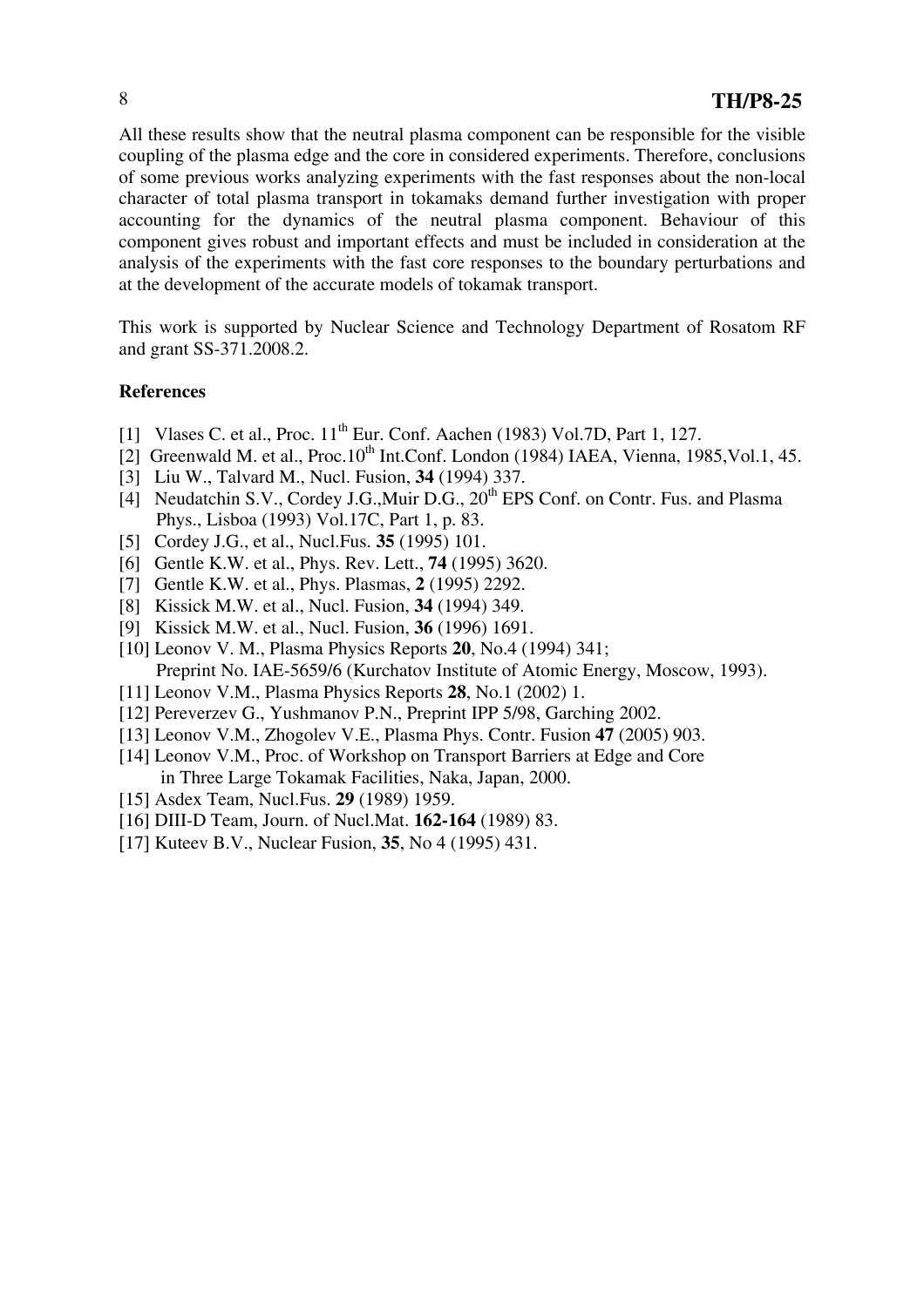All these results show that the neutral plasma component can be responsible for the visible coupling of the plasma edge and the core in considered experiments. Therefore, conclusions of some previous works analyzing experiments with the fast responses about the non-local character of total plasma transport in tokamaks demand further investigation with proper accounting for the dynamics of the neutral plasma component. Behaviour of this component gives robust and important effects and must be included in consideration at the analysis of the experiments with the fast core responses to the boundary perturbations and at the development of the accurate models of tokamak transport.

This work is supported by Nuclear Science and Technology Department of Rosatom RF and grant SS-371.2008.2.

**References**

[1] Vlases C. et al., Proc. 11th Eur. Conf. Aachen (1983) Vol.7D, Part 1, 127.
[2] Greenwald M. et al., Proc.10th Int.Conf. London (1984) IAEA, Vienna, 1985,Vol.1, 45.
[3] Liu W., Talvard M., Nucl. Fusion, **34** (1994) 337.
[4] Neudatchin S.V., Cordey J.G.,Muir D.G., 20th EPS Conf. on Contr. Fus. and Plasma Phys., Lisboa (1993) Vol.17C, Part 1, p. 83.
[5] Cordey J.G., et al., Nucl.Fus. **35** (1995) 101.
[6] Gentle K.W. et al., Phys. Rev. Lett., **74** (1995) 3620.
[7] Gentle K.W. et al., Phys. Plasmas, **2** (1995) 2292.
[8] Kissick M.W. et al., Nucl. Fusion, **34** (1994) 349.
[9] Kissick M.W. et al., Nucl. Fusion, **36** (1996) 1691.
[10] Leonov V. M., Plasma Physics Reports **20**, No.4 (1994) 341; Preprint No. IAE-5659/6 (Kurchatov Institute of Atomic Energy, Moscow, 1993).
[11] Leonov V.M., Plasma Physics Reports **28**, No.1 (2002) 1.
[12] Pereverzev G., Yushmanov P.N., Preprint IPP 5/98, Garching 2002.
[13] Leonov V.M., Zhogolev V.E., Plasma Phys. Contr. Fusion **47** (2005) 903.
[14] Leonov V.M., Proc. of Workshop on Transport Barriers at Edge and Core in Three Large Tokamak Facilities, Naka, Japan, 2000.
[15] Asdex Team, Nucl.Fus. **29** (1989) 1959.
[16] DIII-D Team, Journ. of Nucl.Mat. **162-164** (1989) 83.
[17] Kuteev B.V., Nuclear Fusion, **35**, No 4 (1995) 431.